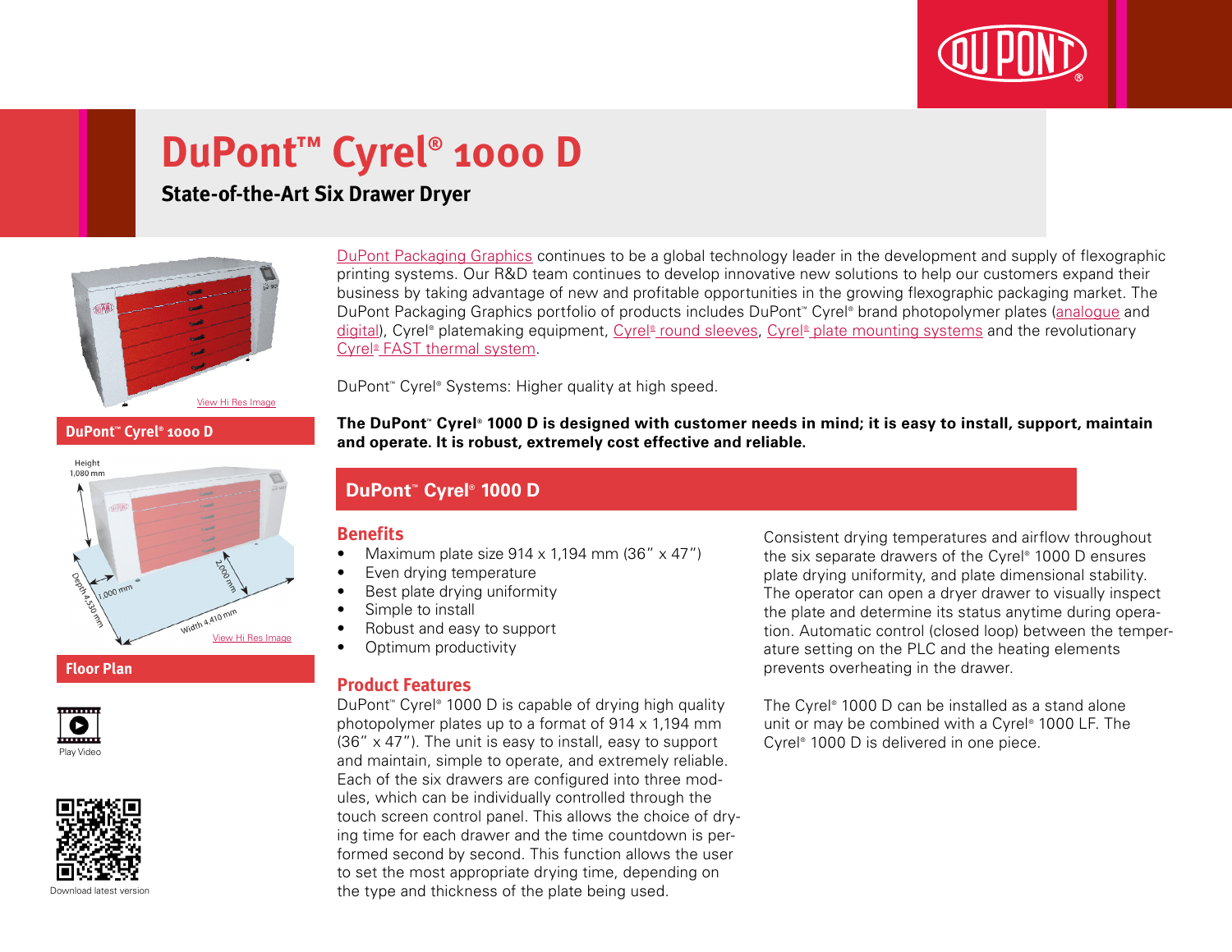# DuPont™ Cyrel® 1000 D

## State-of-the-Art Six Drawer Dryer

View Hi Res Image

**DuPont™ Cyrel® 1000 D**

Height 1,080 mm

1,000 mm

2,000 mm

Depth 4,530 mm

Width 4,410 mm

View Hi Res Image

**Floor Plan**

Play Video

Download latest version

DuPont Packaging Graphics continues to be a global technology leader in the development and supply of flexographic printing systems. Our R&D team continues to develop innovative new solutions to help our customers expand their business by taking advantage of new and profitable opportunities in the growing flexographic packaging market. The DuPont Packaging Graphics portfolio of products includes DuPont™ Cyrel® brand photopolymer plates (analogue and digital), Cyrel® platemaking equipment, Cyrel® round sleeves, Cyrel® plate mounting systems and the revolutionary Cyrel® FAST thermal system.

DuPont™ Cyrel® Systems: Higher quality at high speed.

**The DuPont™ Cyrel® 1000 D is designed with customer needs in mind; it is easy to install, support, maintain and operate. It is robust, extremely cost effective and reliable.**

## DuPont™ Cyrel® 1000 D

### Benefits

- Maximum plate size 914 x 1,194 mm (36" x 47")
- Even drying temperature
- Best plate drying uniformity
- Simple to install
- Robust and easy to support
- Optimum productivity

### Product Features

DuPont™ Cyrel® 1000 D is capable of drying high quality photopolymer plates up to a format of 914 x 1,194 mm (36" x 47"). The unit is easy to install, easy to support and maintain, simple to operate, and extremely reliable. Each of the six drawers are configured into three modules, which can be individually controlled through the touch screen control panel. This allows the choice of drying time for each drawer and the time countdown is performed second by second. This function allows the user to set the most appropriate drying time, depending on the type and thickness of the plate being used.

Consistent drying temperatures and airflow throughout the six separate drawers of the Cyrel® 1000 D ensures plate drying uniformity, and plate dimensional stability. The operator can open a dryer drawer to visually inspect the plate and determine its status anytime during operation. Automatic control (closed loop) between the temperature setting on the PLC and the heating elements prevents overheating in the drawer.

The Cyrel® 1000 D can be installed as a stand alone unit or may be combined with a Cyrel® 1000 LF. The Cyrel® 1000 D is delivered in one piece.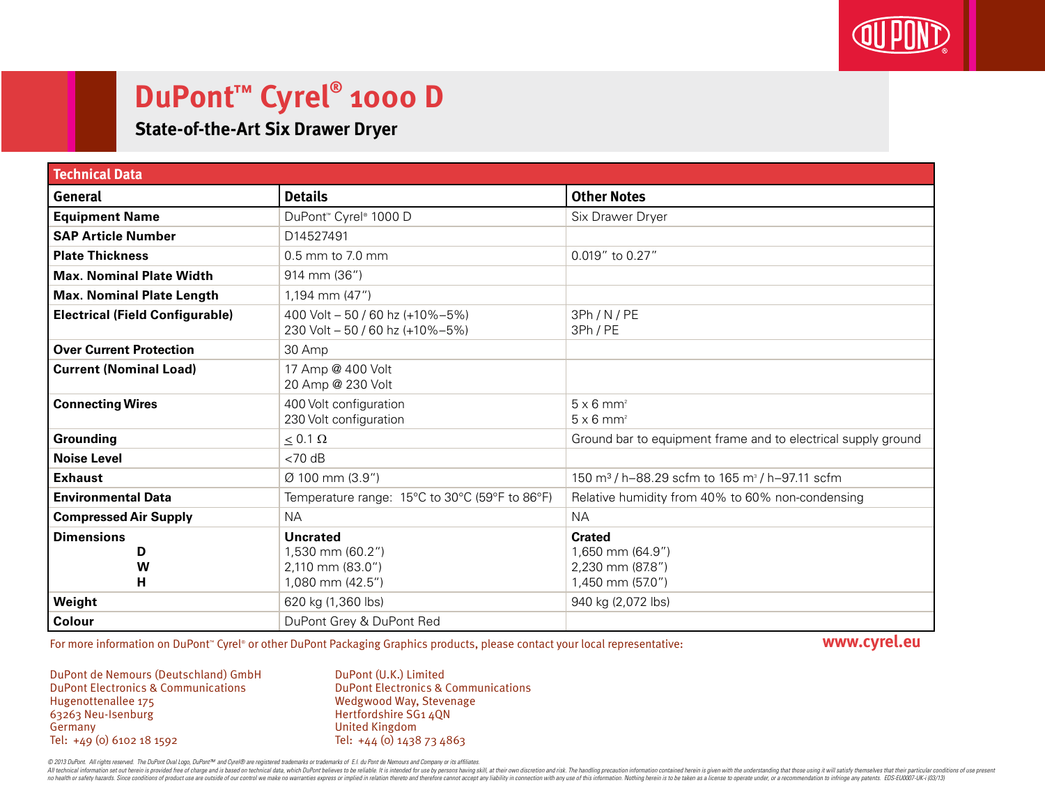# DuPont™ Cyrel® 1000 D

## State-of-the-Art Six Drawer Dryer

| Technical Data | | |
|---|---|---|
| **General** | **Details** | **Other Notes** |
| **Equipment Name** | DuPont™ Cyrel® 1000 D | Six Drawer Dryer |
| **SAP Article Number** | D14527491 | |
| **Plate Thickness** | 0.5 mm to 7.0 mm | 0.019" to 0.27" |
| **Max. Nominal Plate Width** | 914 mm (36") | |
| **Max. Nominal Plate Length** | 1,194 mm (47") | |
| **Electrical (Field Configurable)** | 400 Volt – 50 / 60 hz (+10%–5%)<br>230 Volt – 50 / 60 hz (+10%–5%) | 3Ph / N / PE<br>3Ph / PE |
| **Over Current Protection** | 30 Amp | |
| **Current (Nominal Load)** | 17 Amp @ 400 Volt<br>20 Amp @ 230 Volt | |
| **Connecting Wires** | 400 Volt configuration<br>230 Volt configuration | 5 x 6 $mm^2$<br>5 x 6 $mm^2$ |
| **Grounding** | $\leq$ 0.1 Ω | Ground bar to equipment frame and to electrical supply ground |
| **Noise Level** | <70 dB | |
| **Exhaust** | Ø 100 mm (3.9") | 150 $m^3$ / h–88.29 scfm to 165 $m^3$ / h–97.11 scfm |
| **Environmental Data** | Temperature range: 15°C to 30°C (59°F to 86°F) | Relative humidity from 40% to 60% non-condensing |
| **Compressed Air Supply** | NA | NA |
| **Dimensions**<br>**D**<br>**W**<br>**H** | **Uncrated**<br>1,530 mm (60.2")<br>2,110 mm (83.0")<br>1,080 mm (42.5") | **Crated**<br>1,650 mm (64.9")<br>2,230 mm (87.8")<br>1,450 mm (57.0") |
| **Weight** | 620 kg (1,360 lbs) | 940 kg (2,072 lbs) |
| **Colour** | DuPont Grey & DuPont Red | |

For more information on DuPont™ Cyrel® or other DuPont Packaging Graphics products, please contact your local representative:

**www.cyrel.eu**

DuPont de Nemours (Deutschland) GmbH
DuPont Electronics & Communications
Hugenottenallee 175
63263 Neu-Isenburg
Germany
Tel: +49 (0) 6102 18 1592

DuPont (U.K.) Limited
DuPont Electronics & Communications
Wedgwood Way, Stevenage
Hertfordshire SG1 4QN
United Kingdom
Tel: +44 (0) 1438 73 4863

*© 2013 DuPont. All rights reserved. The DuPont Oval Logo, DuPont™ and Cyrel® are registered trademarks or trademarks of E.I. du Pont de Nemours and Company or its affiliates.*
*All technical information set out herein is provided free of charge and is based on technical data, which DuPont believes to be reliable. It is intended for use by persons having skill, at their own discretion and risk. The handling precaution information contained herein is given with the understanding that those using it will satisfy themselves that their particular conditions of use present no health or safety hazards. Since conditions of product use are outside of our control we make no warranties express or implied in relation thereto and therefore cannot accept any liability in connection with any use of this information. Nothing herein is to be taken as a license to operate under, or a recommendation to infringe any patents. EDS-EU0007-UK-i (03/13)*